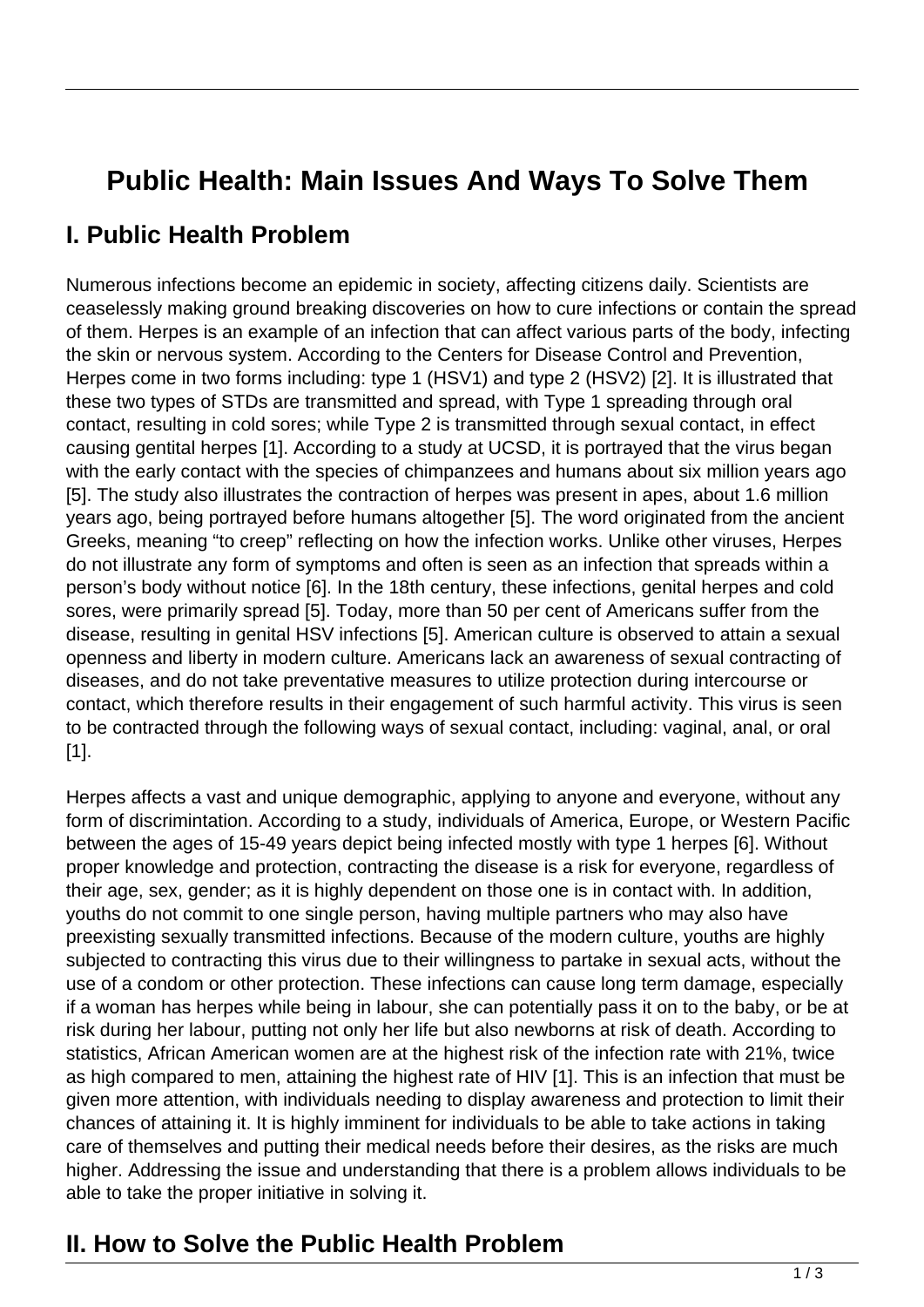# Public Health: Main Issues And Ways To Solve Them

## I. Public Health Problem

Numerous infections become an epidemic in society, affecting citizens daily. Scientists are ceaselessly making ground breaking discoveries on how to cure infections or contain the spread of them. Herpes is an example of an infection that can affect various parts of the body, infecting the skin or nervous system. According to the Centers for Disease Control and Prevention, Herpes come in two forms including: type 1 (HSV1) and type 2 (HSV2) [2]. It is illustrated that these two types of STDs are transmitted and spread, with Type 1 spreading through oral contact, resulting in cold sores; while Type 2 is transmitted through sexual contact, in effect causing gentital herpes [1]. According to a study at UCSD, it is portrayed that the virus began with the early contact with the species of chimpanzees and humans about six million years ago [5]. The study also illustrates the contraction of herpes was present in apes, about 1.6 million years ago, being portrayed before humans altogether [5]. The word originated from the ancient Greeks, meaning "to creep" reflecting on how the infection works. Unlike other viruses, Herpes do not illustrate any form of symptoms and often is seen as an infection that spreads within a person's body without notice [6]. In the 18th century, these infections, genital herpes and cold sores, were primarily spread [5]. Today, more than 50 per cent of Americans suffer from the disease, resulting in genital HSV infections [5]. American culture is observed to attain a sexual openness and liberty in modern culture. Americans lack an awareness of sexual contracting of diseases, and do not take preventative measures to utilize protection during intercourse or contact, which therefore results in their engagement of such harmful activity. This virus is seen to be contracted through the following ways of sexual contact, including: vaginal, anal, or oral [1].

Herpes affects a vast and unique demographic, applying to anyone and everyone, without any form of discrimintation. According to a study, individuals of America, Europe, or Western Pacific between the ages of 15-49 years depict being infected mostly with type 1 herpes [6]. Without proper knowledge and protection, contracting the disease is a risk for everyone, regardless of their age, sex, gender; as it is highly dependent on those one is in contact with. In addition, youths do not commit to one single person, having multiple partners who may also have preexisting sexually transmitted infections. Because of the modern culture, youths are highly subjected to contracting this virus due to their willingness to partake in sexual acts, without the use of a condom or other protection. These infections can cause long term damage, especially if a woman has herpes while being in labour, she can potentially pass it on to the baby, or be at risk during her labour, putting not only her life but also newborns at risk of death. According to statistics, African American women are at the highest risk of the infection rate with 21%, twice as high compared to men, attaining the highest rate of HIV [1]. This is an infection that must be given more attention, with individuals needing to display awareness and protection to limit their chances of attaining it. It is highly imminent for individuals to be able to take actions in taking care of themselves and putting their medical needs before their desires, as the risks are much higher. Addressing the issue and understanding that there is a problem allows individuals to be able to take the proper initiative in solving it.

## II. How to Solve the Public Health Problem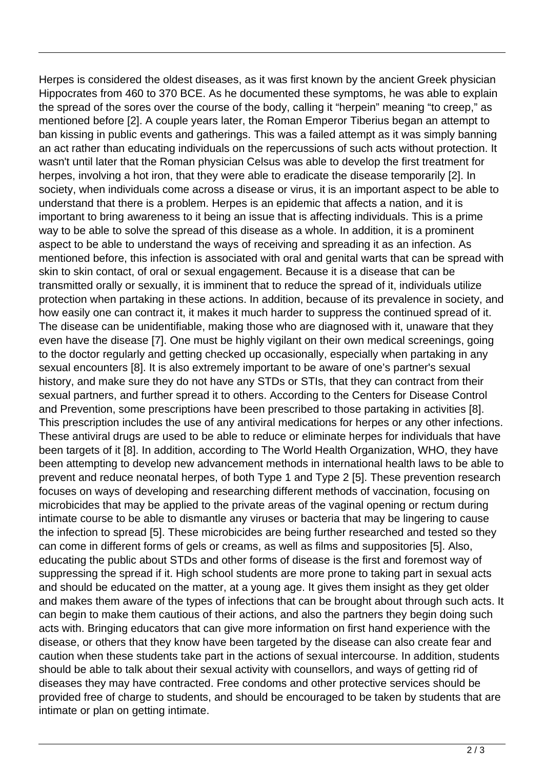Herpes is considered the oldest diseases, as it was first known by the ancient Greek physician Hippocrates from 460 to 370 BCE. As he documented these symptoms, he was able to explain the spread of the sores over the course of the body, calling it "herpein" meaning "to creep," as mentioned before [2]. A couple years later, the Roman Emperor Tiberius began an attempt to ban kissing in public events and gatherings. This was a failed attempt as it was simply banning an act rather than educating individuals on the repercussions of such acts without protection. It wasn't until later that the Roman physician Celsus was able to develop the first treatment for herpes, involving a hot iron, that they were able to eradicate the disease temporarily [2]. In society, when individuals come across a disease or virus, it is an important aspect to be able to understand that there is a problem. Herpes is an epidemic that affects a nation, and it is important to bring awareness to it being an issue that is affecting individuals. This is a prime way to be able to solve the spread of this disease as a whole. In addition, it is a prominent aspect to be able to understand the ways of receiving and spreading it as an infection. As mentioned before, this infection is associated with oral and genital warts that can be spread with skin to skin contact, of oral or sexual engagement. Because it is a disease that can be transmitted orally or sexually, it is imminent that to reduce the spread of it, individuals utilize protection when partaking in these actions. In addition, because of its prevalence in society, and how easily one can contract it, it makes it much harder to suppress the continued spread of it. The disease can be unidentifiable, making those who are diagnosed with it, unaware that they even have the disease [7]. One must be highly vigilant on their own medical screenings, going to the doctor regularly and getting checked up occasionally, especially when partaking in any sexual encounters [8]. It is also extremely important to be aware of one's partner's sexual history, and make sure they do not have any STDs or STIs, that they can contract from their sexual partners, and further spread it to others. According to the Centers for Disease Control and Prevention, some prescriptions have been prescribed to those partaking in activities [8]. This prescription includes the use of any antiviral medications for herpes or any other infections. These antiviral drugs are used to be able to reduce or eliminate herpes for individuals that have been targets of it [8]. In addition, according to The World Health Organization, WHO, they have been attempting to develop new advancement methods in international health laws to be able to prevent and reduce neonatal herpes, of both Type 1 and Type 2 [5]. These prevention research focuses on ways of developing and researching different methods of vaccination, focusing on microbicides that may be applied to the private areas of the vaginal opening or rectum during intimate course to be able to dismantle any viruses or bacteria that may be lingering to cause the infection to spread [5]. These microbicides are being further researched and tested so they can come in different forms of gels or creams, as well as films and suppositories [5]. Also, educating the public about STDs and other forms of disease is the first and foremost way of suppressing the spread if it. High school students are more prone to taking part in sexual acts and should be educated on the matter, at a young age. It gives them insight as they get older and makes them aware of the types of infections that can be brought about through such acts. It can begin to make them cautious of their actions, and also the partners they begin doing such acts with. Bringing educators that can give more information on first hand experience with the disease, or others that they know have been targeted by the disease can also create fear and caution when these students take part in the actions of sexual intercourse. In addition, students should be able to talk about their sexual activity with counsellors, and ways of getting rid of diseases they may have contracted. Free condoms and other protective services should be provided free of charge to students, and should be encouraged to be taken by students that are intimate or plan on getting intimate.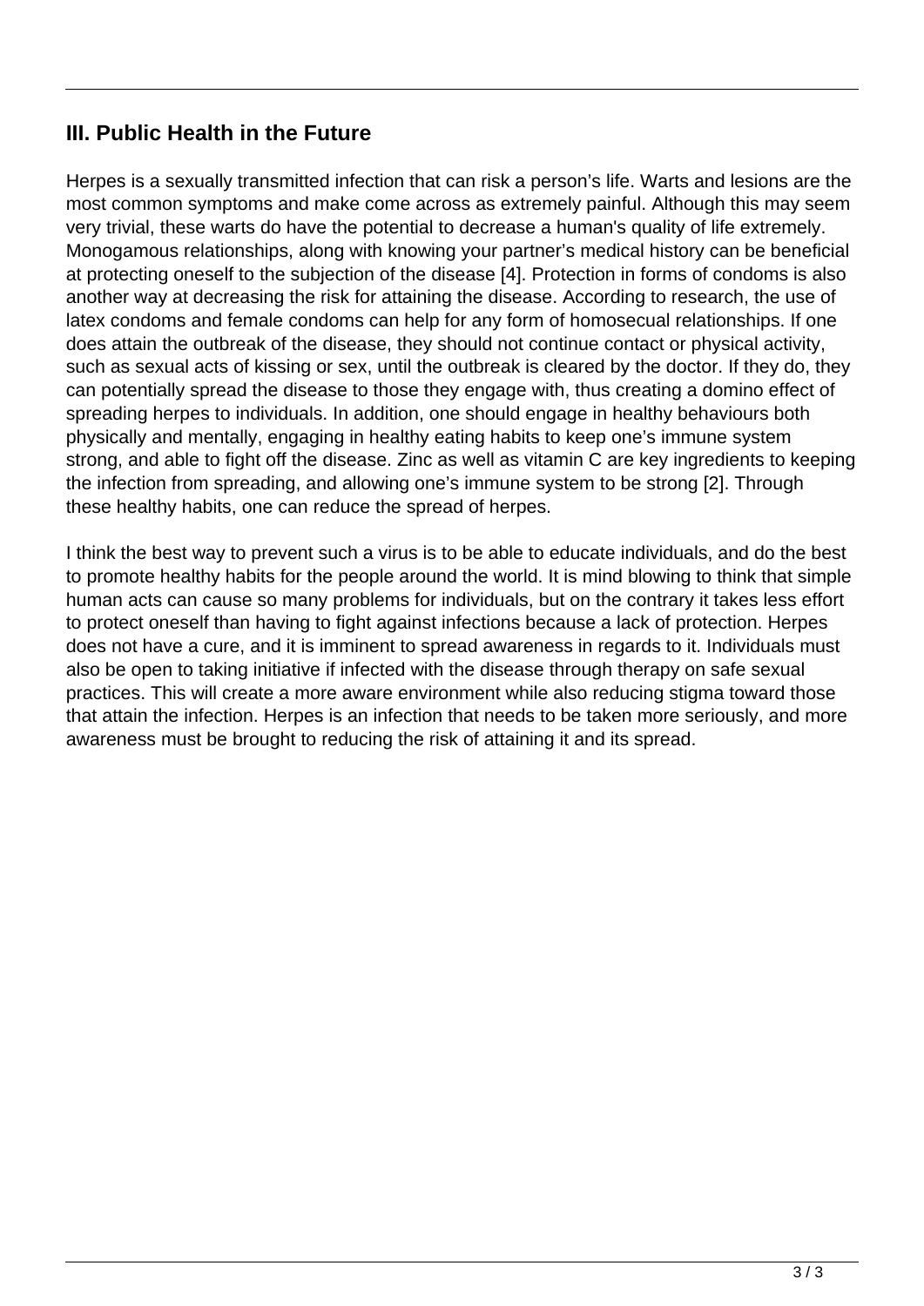## III. Public Health in the Future

Herpes is a sexually transmitted infection that can risk a person's life. Warts and lesions are the most common symptoms and make come across as extremely painful. Although this may seem very trivial, these warts do have the potential to decrease a human's quality of life extremely. Monogamous relationships, along with knowing your partner's medical history can be beneficial at protecting oneself to the subjection of the disease [4]. Protection in forms of condoms is also another way at decreasing the risk for attaining the disease. According to research, the use of latex condoms and female condoms can help for any form of homosecual relationships. If one does attain the outbreak of the disease, they should not continue contact or physical activity, such as sexual acts of kissing or sex, until the outbreak is cleared by the doctor. If they do, they can potentially spread the disease to those they engage with, thus creating a domino effect of spreading herpes to individuals. In addition, one should engage in healthy behaviours both physically and mentally, engaging in healthy eating habits to keep one's immune system strong, and able to fight off the disease. Zinc as well as vitamin C are key ingredients to keeping the infection from spreading, and allowing one's immune system to be strong [2]. Through these healthy habits, one can reduce the spread of herpes.

I think the best way to prevent such a virus is to be able to educate individuals, and do the best to promote healthy habits for the people around the world. It is mind blowing to think that simple human acts can cause so many problems for individuals, but on the contrary it takes less effort to protect oneself than having to fight against infections because a lack of protection. Herpes does not have a cure, and it is imminent to spread awareness in regards to it. Individuals must also be open to taking initiative if infected with the disease through therapy on safe sexual practices. This will create a more aware environment while also reducing stigma toward those that attain the infection. Herpes is an infection that needs to be taken more seriously, and more awareness must be brought to reducing the risk of attaining it and its spread.